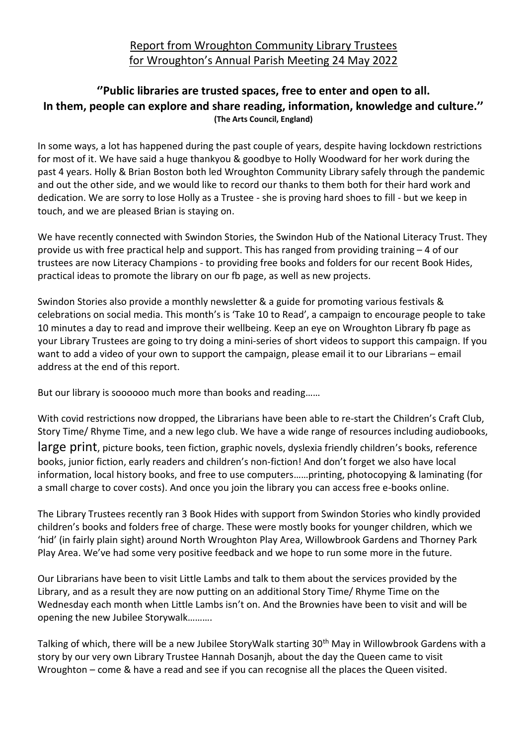# Report from Wroughton Community Library Trustees for Wroughton's Annual Parish Meeting 24 May 2022

**''Public libraries are trusted spaces, free to enter and open to all. In them, people can explore and share reading, information, knowledge and culture.''**
**(The Arts Council, England)**

In some ways, a lot has happened during the past couple of years, despite having lockdown restrictions for most of it. We have said a huge thankyou & goodbye to Holly Woodward for her work during the past 4 years. Holly & Brian Boston both led Wroughton Community Library safely through the pandemic and out the other side, and we would like to record our thanks to them both for their hard work and dedication. We are sorry to lose Holly as a Trustee - she is proving hard shoes to fill - but we keep in touch, and we are pleased Brian is staying on.

We have recently connected with Swindon Stories, the Swindon Hub of the National Literacy Trust. They provide us with free practical help and support. This has ranged from providing training – 4 of our trustees are now Literacy Champions - to providing free books and folders for our recent Book Hides, practical ideas to promote the library on our fb page, as well as new projects.

Swindon Stories also provide a monthly newsletter & a guide for promoting various festivals & celebrations on social media. This month's is 'Take 10 to Read', a campaign to encourage people to take 10 minutes a day to read and improve their wellbeing. Keep an eye on Wroughton Library fb page as your Library Trustees are going to try doing a mini-series of short videos to support this campaign. If you want to add a video of your own to support the campaign, please email it to our Librarians – email address at the end of this report.

But our library is soooooo much more than books and reading……

With covid restrictions now dropped, the Librarians have been able to re-start the Children's Craft Club, Story Time/ Rhyme Time, and a new lego club. We have a wide range of resources including audiobooks, large print, picture books, teen fiction, graphic novels, dyslexia friendly children's books, reference books, junior fiction, early readers and children's non-fiction! And don't forget we also have local information, local history books, and free to use computers……printing, photocopying & laminating (for a small charge to cover costs). And once you join the library you can access free e-books online.

The Library Trustees recently ran 3 Book Hides with support from Swindon Stories who kindly provided children's books and folders free of charge. These were mostly books for younger children, which we 'hid' (in fairly plain sight) around North Wroughton Play Area, Willowbrook Gardens and Thorney Park Play Area. We've had some very positive feedback and we hope to run some more in the future.

Our Librarians have been to visit Little Lambs and talk to them about the services provided by the Library, and as a result they are now putting on an additional Story Time/ Rhyme Time on the Wednesday each month when Little Lambs isn't on. And the Brownies have been to visit and will be opening the new Jubilee Storywalk……….

Talking of which, there will be a new Jubilee StoryWalk starting 30th May in Willowbrook Gardens with a story by our very own Library Trustee Hannah Dosanjh, about the day the Queen came to visit Wroughton – come & have a read and see if you can recognise all the places the Queen visited.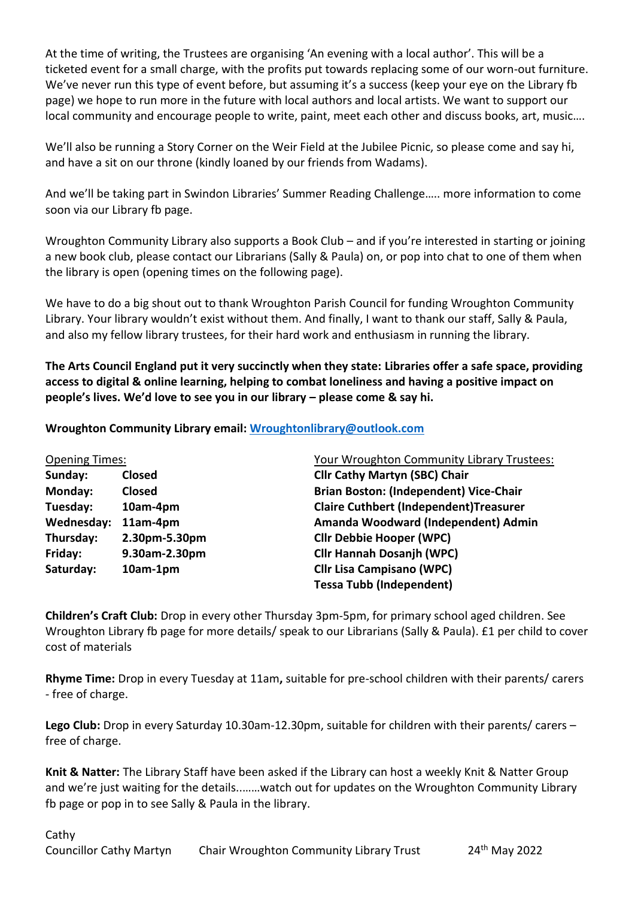At the time of writing, the Trustees are organising 'An evening with a local author'. This will be a ticketed event for a small charge, with the profits put towards replacing some of our worn-out furniture. We've never run this type of event before, but assuming it's a success (keep your eye on the Library fb page) we hope to run more in the future with local authors and local artists. We want to support our local community and encourage people to write, paint, meet each other and discuss books, art, music….

We'll also be running a Story Corner on the Weir Field at the Jubilee Picnic, so please come and say hi, and have a sit on our throne (kindly loaned by our friends from Wadams).

And we'll be taking part in Swindon Libraries' Summer Reading Challenge….. more information to come soon via our Library fb page.

Wroughton Community Library also supports a Book Club – and if you're interested in starting or joining a new book club, please contact our Librarians (Sally & Paula) on, or pop into chat to one of them when the library is open (opening times on the following page).

We have to do a big shout out to thank Wroughton Parish Council for funding Wroughton Community Library. Your library wouldn't exist without them. And finally, I want to thank our staff, Sally & Paula, and also my fellow library trustees, for their hard work and enthusiasm in running the library.

**The Arts Council England put it very succinctly when they state: Libraries offer a safe space, providing access to digital & online learning, helping to combat loneliness and having a positive impact on people's lives. We'd love to see you in our library – please come & say hi.**

**Wroughton Community Library email: [Wroughtonlibrary@outlook.com](mailto:Wroughtonlibrary@outlook.com)**

Opening Times:

| | |
|---|---|
| **Sunday:** | **Closed** |
| **Monday:** | **Closed** |
| **Tuesday:** | **10am-4pm** |
| **Wednesday:** | **11am-4pm** |
| **Thursday:** | **2.30pm-5.30pm** |
| **Friday:** | **9.30am-2.30pm** |
| **Saturday:** | **10am-1pm** |

Your Wroughton Community Library Trustees:

**Cllr Cathy Martyn (SBC) Chair**
**Brian Boston: (Independent) Vice-Chair**
**Claire Cuthbert (Independent)Treasurer**
**Amanda Woodward (Independent) Admin**
**Cllr Debbie Hooper (WPC)**
**Cllr Hannah Dosanjh (WPC)**
**Cllr Lisa Campisano (WPC)**
**Tessa Tubb (Independent)**

**Children's Craft Club:** Drop in every other Thursday 3pm-5pm, for primary school aged children. See Wroughton Library fb page for more details/ speak to our Librarians (Sally & Paula). £1 per child to cover cost of materials

**Rhyme Time:** Drop in every Tuesday at 11am**,** suitable for pre-school children with their parents/ carers - free of charge.

**Lego Club:** Drop in every Saturday 10.30am-12.30pm, suitable for children with their parents/ carers – free of charge.

**Knit & Natter:** The Library Staff have been asked if the Library can host a weekly Knit & Natter Group and we're just waiting for the details……..watch out for updates on the Wroughton Community Library fb page or pop in to see Sally & Paula in the library.

Cathy
Councillor Cathy Martyn    Chair Wroughton Community Library Trust    24th May 2022